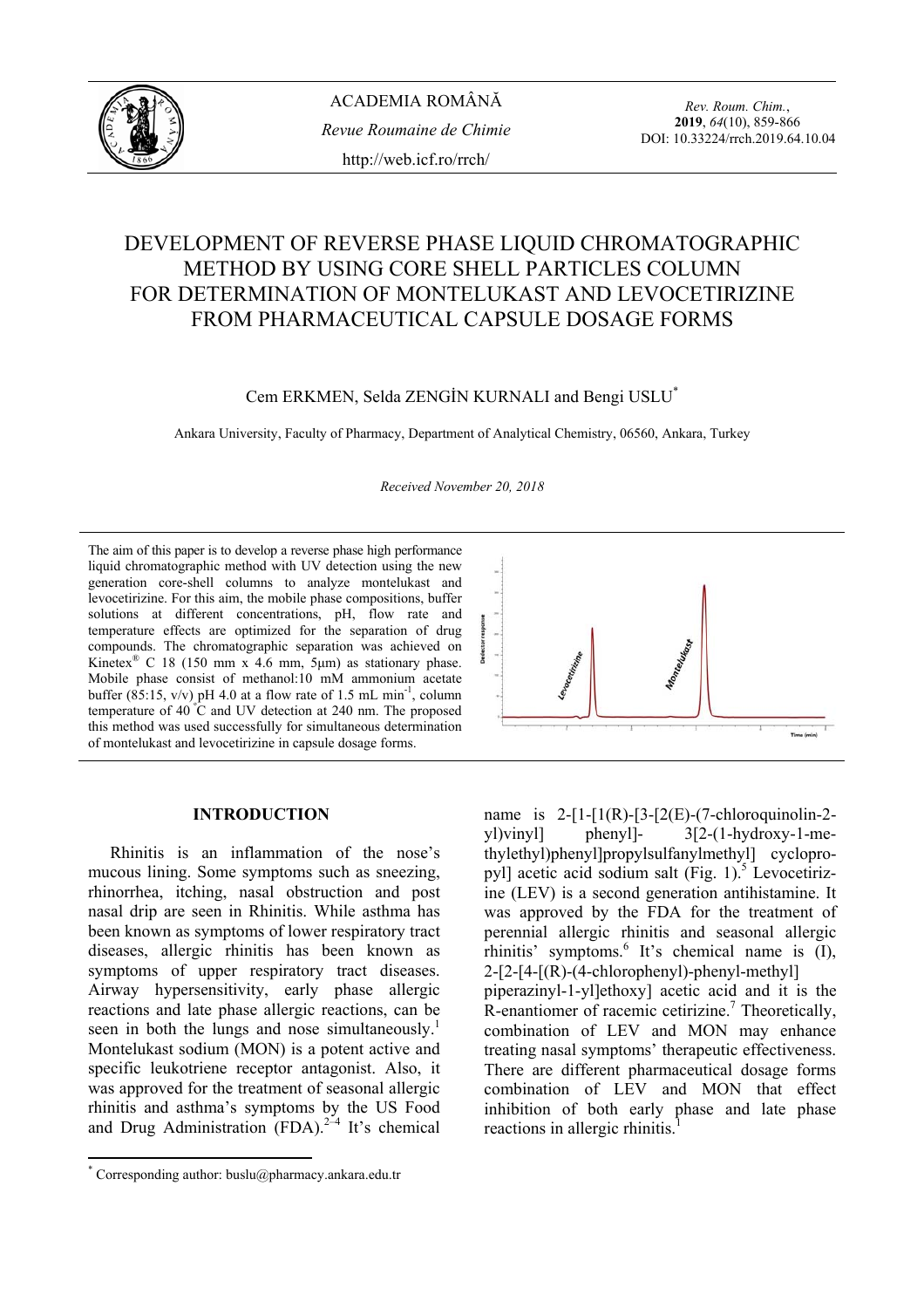# DEVELOPMENT OF REVERSE PHASE LIQUID CHROMATOGRAPHIC METHOD BY USING CORE SHELL PARTICLES COLUMN FOR DETERMINATION OF MONTELUKAST AND LEVOCETIRIZINE FROM PHARMACEUTICAL CAPSULE DOSAGE FORMS

Cem ERKMEN, Selda ZENGİN KURNALI and Bengi USLU*

Ankara University, Faculty of Pharmacy, Department of Analytical Chemistry, 06560, Ankara, Turkey

*Received November 20, 2018*

The aim of this paper is to develop a reverse phase high performance liquid chromatographic method with UV detection using the new generation core-shell columns to analyze montelukast and levocetirizine. For this aim, the mobile phase compositions, buffer solutions at different concentrations, pH, flow rate and temperature effects are optimized for the separation of drug compounds. The chromatographic separation was achieved on Kinetex® C 18 (150 mm x 4.6 mm, 5μm) as stationary phase. Mobile phase consist of methanol:10 mM ammonium acetate buffer (85:15, v/v) pH 4.0 at a flow rate of 1.5 mL min$^{-1}$, column temperature of 40 °C and UV detection at 240 nm. The proposed this method was used successfully for simultaneous determination of montelukast and levocetirizine in capsule dosage forms.

## INTRODUCTION

Rhinitis is an inflammation of the nose's mucous lining. Some symptoms such as sneezing, rhinorrhea, itching, nasal obstruction and post nasal drip are seen in Rhinitis. While asthma has been known as symptoms of lower respiratory tract diseases, allergic rhinitis has been known as symptoms of upper respiratory tract diseases. Airway hypersensitivity, early phase allergic reactions and late phase allergic reactions, can be seen in both the lungs and nose simultaneously.[1] Montelukast sodium (MON) is a potent active and specific leukotriene receptor antagonist. Also, it was approved for the treatment of seasonal allergic rhinitis and asthma's symptoms by the US Food and Drug Administration (FDA).[2–4] It's chemical name is 2-[1-[1(R)-[3-[2(E)-(7-chloroquinolin-2-yl)vinyl] phenyl]- 3[2-(1-hydroxy-1-methylethyl)phenyl]propylsulfanylmethyl] cyclopropyl] acetic acid sodium salt (Fig. 1).[5] Levocetirizine (LEV) is a second generation antihistamine. It was approved by the FDA for the treatment of perennial allergic rhinitis and seasonal allergic rhinitis' symptoms.[6] It's chemical name is (I), 2-[2-[4-[(R)-(4-chlorophenyl)-phenyl-methyl] piperazinyl-1-yl]ethoxy] acetic acid and it is the R-enantiomer of racemic cetirizine.[7] Theoretically, combination of LEV and MON may enhance treating nasal symptoms' therapeutic effectiveness. There are different pharmaceutical dosage forms combination of LEV and MON that effect inhibition of both early phase and late phase reactions in allergic rhinitis.[1]

* Corresponding author: buslu@pharmacy.ankara.edu.tr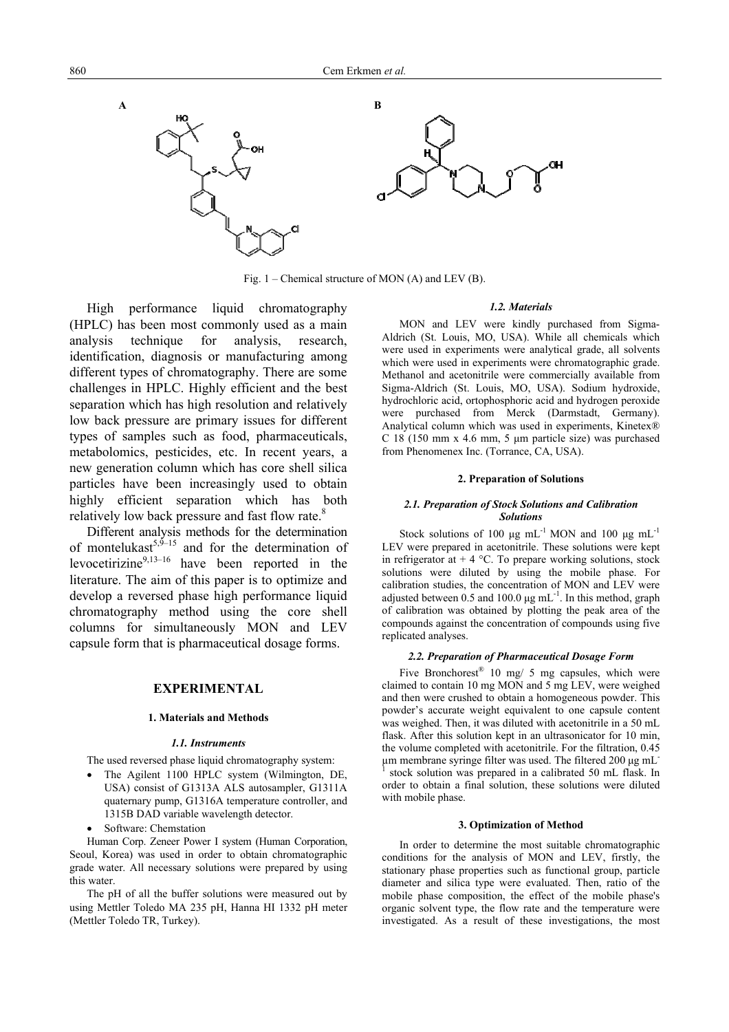Fig. 1 – Chemical structure of MON (A) and LEV (B).

High performance liquid chromatography (HPLC) has been most commonly used as a main analysis technique for analysis, research, identification, diagnosis or manufacturing among different types of chromatography. There are some challenges in HPLC. Highly efficient and the best separation which has high resolution and relatively low back pressure are primary issues for different types of samples such as food, pharmaceuticals, metabolomics, pesticides, etc. In recent years, a new generation column which has core shell silica particles have been increasingly used to obtain highly efficient separation which has both relatively low back pressure and fast flow rate.[8]

Different analysis methods for the determination of montelukast[5,9–15] and for the determination of levocetirizine[9,13–16] have been reported in the literature. The aim of this paper is to optimize and develop a reversed phase high performance liquid chromatography method using the core shell columns for simultaneously MON and LEV capsule form that is pharmaceutical dosage forms.

## EXPERIMENTAL

### 1. Materials and Methods

#### *1.1. Instruments*

The used reversed phase liquid chromatography system:

- The Agilent 1100 HPLC system (Wilmington, DE, USA) consist of G1313A ALS autosampler, G1311A quaternary pump, G1316A temperature controller, and 1315B DAD variable wavelength detector.
- Software: Chemstation

Human Corp. Zeneer Power I system (Human Corporation, Seoul, Korea) was used in order to obtain chromatographic grade water. All necessary solutions were prepared by using this water.

The pH of all the buffer solutions were measured out by using Mettler Toledo MA 235 pH, Hanna HI 1332 pH meter (Mettler Toledo TR, Turkey).

#### *1.2. Materials*

MON and LEV were kindly purchased from Sigma-Aldrich (St. Louis, MO, USA). While all chemicals which were used in experiments were analytical grade, all solvents which were used in experiments were chromatographic grade. Methanol and acetonitrile were commercially available from Sigma-Aldrich (St. Louis, MO, USA). Sodium hydroxide, hydrochloric acid, ortophosphoric acid and hydrogen peroxide were purchased from Merck (Darmstadt, Germany). Analytical column which was used in experiments, Kinetex® C 18 (150 mm x 4.6 mm, 5 µm particle size) was purchased from Phenomenex Inc. (Torrance, CA, USA).

### 2. Preparation of Solutions

#### *2.1. Preparation of Stock Solutions and Calibration Solutions*

Stock solutions of 100 µg $mL^{-1}$ MON and 100 µg $mL^{-1}$ LEV were prepared in acetonitrile. These solutions were kept in refrigerator at + 4 °C. To prepare working solutions, stock solutions were diluted by using the mobile phase. For calibration studies, the concentration of MON and LEV were adjusted between 0.5 and 100.0 µg $mL^{-1}$. In this method, graph of calibration was obtained by plotting the peak area of the compounds against the concentration of compounds using five replicated analyses.

#### *2.2. Preparation of Pharmaceutical Dosage Form*

Five Bronchorest® 10 mg/ 5 mg capsules, which were claimed to contain 10 mg MON and 5 mg LEV, were weighed and then were crushed to obtain a homogeneous powder. This powder's accurate weight equivalent to one capsule content was weighed. Then, it was diluted with acetonitrile in a 50 mL flask. After this solution kept in an ultrasonicator for 10 min, the volume completed with acetonitrile. For the filtration, 0.45 µm membrane syringe filter was used. The filtered 200 µg $mL^{-1}$ stock solution was prepared in a calibrated 50 mL flask. In order to obtain a final solution, these solutions were diluted with mobile phase.

### 3. Optimization of Method

In order to determine the most suitable chromatographic conditions for the analysis of MON and LEV, firstly, the stationary phase properties such as functional group, particle diameter and silica type were evaluated. Then, ratio of the mobile phase composition, the effect of the mobile phase's organic solvent type, the flow rate and the temperature were investigated. As a result of these investigations, the most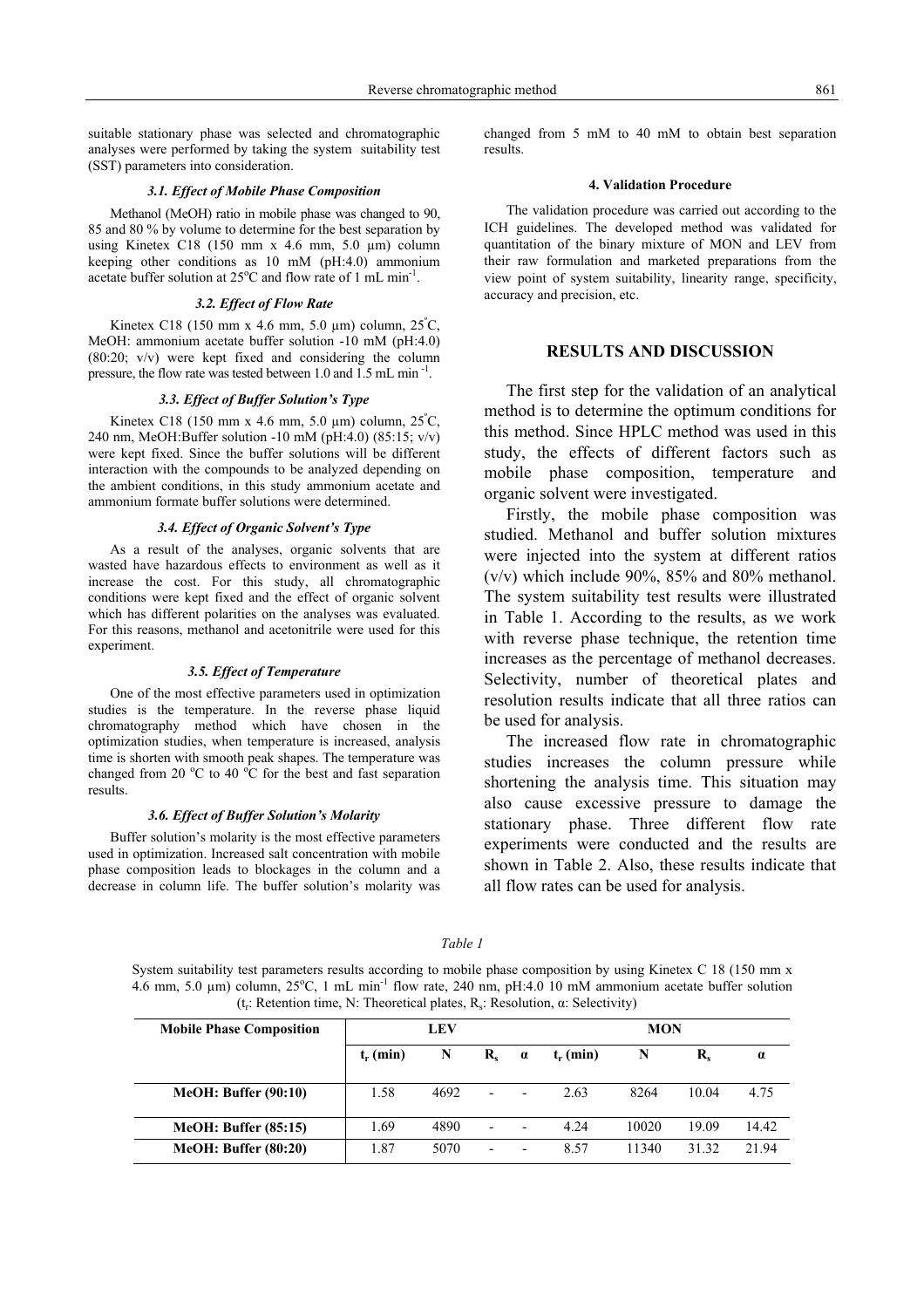suitable stationary phase was selected and chromatographic analyses were performed by taking the system suitability test (SST) parameters into consideration.

### *3.1. Effect of Mobile Phase Composition*

Methanol (MeOH) ratio in mobile phase was changed to 90, 85 and 80 % by volume to determine for the best separation by using Kinetex C18 (150 mm x 4.6 mm, 5.0 µm) column keeping other conditions as 10 mM (pH:4.0) ammonium acetate buffer solution at 25°C and flow rate of 1 mL min$^{-1}$.

### *3.2. Effect of Flow Rate*

Kinetex C18 (150 mm x 4.6 mm, 5.0 µm) column, 25°C, MeOH: ammonium acetate buffer solution -10 mM (pH:4.0) (80:20; v/v) were kept fixed and considering the column pressure, the flow rate was tested between 1.0 and 1.5 mL min$^{-1}$.

### *3.3. Effect of Buffer Solution's Type*

Kinetex C18 (150 mm x 4.6 mm, 5.0 µm) column, 25°C, 240 nm, MeOH:Buffer solution -10 mM (pH:4.0) (85:15; v/v) were kept fixed. Since the buffer solutions will be different interaction with the compounds to be analyzed depending on the ambient conditions, in this study ammonium acetate and ammonium formate buffer solutions were determined.

### *3.4. Effect of Organic Solvent's Type*

As a result of the analyses, organic solvents that are wasted have hazardous effects to environment as well as it increase the cost. For this study, all chromatographic conditions were kept fixed and the effect of organic solvent which has different polarities on the analyses was evaluated. For this reasons, methanol and acetonitrile were used for this experiment.

### *3.5. Effect of Temperature*

One of the most effective parameters used in optimization studies is the temperature. In the reverse phase liquid chromatography method which have chosen in the optimization studies, when temperature is increased, analysis time is shorten with smooth peak shapes. The temperature was changed from 20 °C to 40 °C for the best and fast separation results.

### *3.6. Effect of Buffer Solution's Molarity*

Buffer solution's molarity is the most effective parameters used in optimization. Increased salt concentration with mobile phase composition leads to blockages in the column and a decrease in column life. The buffer solution's molarity was changed from 5 mM to 40 mM to obtain best separation results.

### **4. Validation Procedure**

The validation procedure was carried out according to the ICH guidelines. The developed method was validated for quantitation of the binary mixture of MON and LEV from their raw formulation and marketed preparations from the view point of system suitability, linearity range, specificity, accuracy and precision, etc.

## RESULTS AND DISCUSSION

The first step for the validation of an analytical method is to determine the optimum conditions for this method. Since HPLC method was used in this study, the effects of different factors such as mobile phase composition, temperature and organic solvent were investigated.

Firstly, the mobile phase composition was studied. Methanol and buffer solution mixtures were injected into the system at different ratios (v/v) which include 90%, 85% and 80% methanol. The system suitability test results were illustrated in Table 1. According to the results, as we work with reverse phase technique, the retention time increases as the percentage of methanol decreases. Selectivity, number of theoretical plates and resolution results indicate that all three ratios can be used for analysis.

The increased flow rate in chromatographic studies increases the column pressure while shortening the analysis time. This situation may also cause excessive pressure to damage the stationary phase. Three different flow rate experiments were conducted and the results are shown in Table 2. Also, these results indicate that all flow rates can be used for analysis.

*Table 1*

System suitability test parameters results according to mobile phase composition by using Kinetex C 18 (150 mm x 4.6 mm, 5.0 µm) column, 25°C, 1 mL min$^{-1}$ flow rate, 240 nm, pH:4.0 10 mM ammonium acetate buffer solution ($t_r$: Retention time, N: Theoretical plates, $R_s$: Resolution, α: Selectivity)

| Mobile Phase Composition | LEV | | | | MON | | | |
|---|---|---|---|---|---|---|---|---|
| | $t_r$ (min) | N | $R_s$ | α | $t_r$ (min) | N | $R_s$ | α |
| **MeOH: Buffer (90:10)** | 1.58 | 4692 | - | - | 2.63 | 8264 | 10.04 | 4.75 |
| **MeOH: Buffer (85:15)** | 1.69 | 4890 | - | - | 4.24 | 10020 | 19.09 | 14.42 |
| **MeOH: Buffer (80:20)** | 1.87 | 5070 | - | - | 8.57 | 11340 | 31.32 | 21.94 |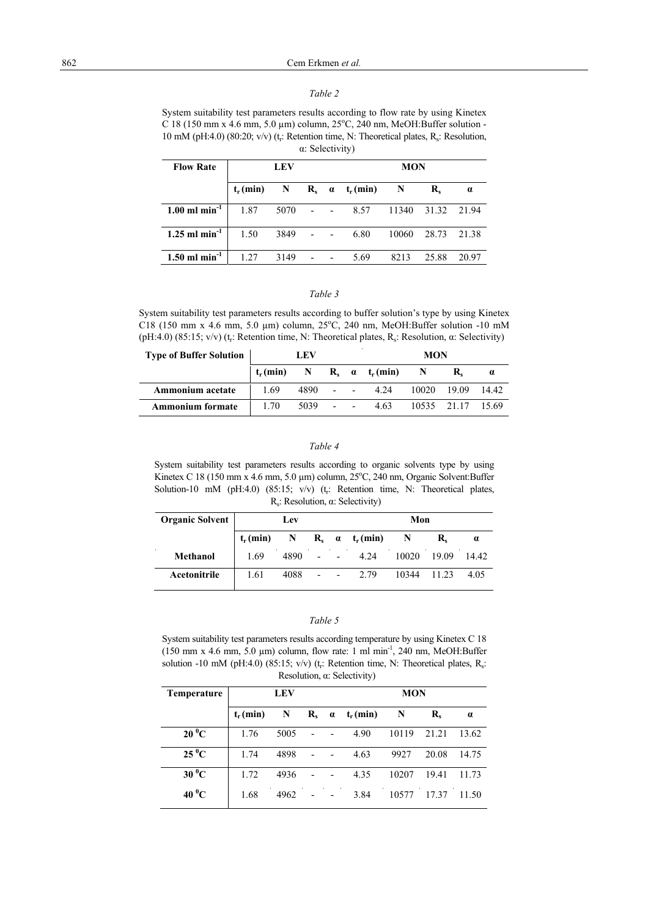*Table 2*

System suitability test parameters results according to flow rate by using Kinetex C 18 (150 mm x 4.6 mm, 5.0 µm) column, 25°C, 240 nm, MeOH:Buffer solution - 10 mM (pH:4.0) (80:20; v/v) ($t_r$: Retention time, N: Theoretical plates, $R_s$: Resolution, α: Selectivity)

| Flow Rate | LEV | | | | MON | | | |
|---|---|---|---|---|---|---|---|---|
| | $t_r$ (min) | N | $R_s$ | α | $t_r$ (min) | N | $R_s$ | α |
| **1.00 ml min$^{-1}$** | 1.87 | 5070 | - | - | 8.57 | 11340 | 31.32 | 21.94 |
| **1.25 ml min$^{-1}$** | 1.50 | 3849 | - | - | 6.80 | 10060 | 28.73 | 21.38 |
| **1.50 ml min$^{-1}$** | 1.27 | 3149 | - | - | 5.69 | 8213 | 25.88 | 20.97 |

*Table 3*

System suitability test parameters results according to buffer solution's type by using Kinetex C18 (150 mm x 4.6 mm, 5.0 µm) column, 25°C, 240 nm, MeOH:Buffer solution -10 mM (pH:4.0) (85:15; v/v) ($t_r$: Retention time, N: Theoretical plates, $R_s$: Resolution, α: Selectivity)

| Type of Buffer Solution | LEV | | | | MON | | | |
|---|---|---|---|---|---|---|---|---|
| | $t_r$ (min) | N | $R_s$ | α | $t_r$ (min) | N | $R_s$ | α |
| **Ammonium acetate** | 1.69 | 4890 | - | - | 4.24 | 10020 | 19.09 | 14.42 |
| **Ammonium formate** | 1.70 | 5039 | - | - | 4.63 | 10535 | 21.17 | 15.69 |

*Table 4*

System suitability test parameters results according to organic solvents type by using Kinetex C 18 (150 mm x 4.6 mm, 5.0 µm) column, 25°C, 240 nm, Organic Solvent:Buffer Solution-10 mM (pH:4.0) (85:15; v/v) ($t_r$: Retention time, N: Theoretical plates, $R_s$: Resolution, α: Selectivity)

| Organic Solvent | Lev | | | | Mon | | | |
|---|---|---|---|---|---|---|---|---|
| | $t_r$ (min) | N | $R_s$ | α | $t_r$ (min) | N | $R_s$ | α |
| **Methanol** | 1.69 | 4890 | - | - | 4.24 | 10020 | 19.09 | 14.42 |
| **Acetonitrile** | 1.61 | 4088 | - | - | 2.79 | 10344 | 11.23 | 4.05 |

*Table 5*

System suitability test parameters results according temperature by using Kinetex C 18 (150 mm x 4.6 mm, 5.0 µm) column, flow rate: 1 ml min$^{-1}$, 240 nm, MeOH:Buffer solution -10 mM (pH:4.0) (85:15; v/v) ($t_r$: Retention time, N: Theoretical plates, $R_s$: Resolution, α: Selectivity)

| Temperature | LEV | | | | MON | | | |
|---|---|---|---|---|---|---|---|---|
| | $t_r$ (min) | N | $R_s$ | α | $t_r$ (min) | N | $R_s$ | α |
| **20 °C** | 1.76 | 5005 | - | - | 4.90 | 10119 | 21.21 | 13.62 |
| **25 °C** | 1.74 | 4898 | - | - | 4.63 | 9927 | 20.08 | 14.75 |
| **30 °C** | 1.72 | 4936 | - | - | 4.35 | 10207 | 19.41 | 11.73 |
| **40 °C** | 1.68 | 4962 | - | - | 3.84 | 10577 | 17.37 | 11.50 |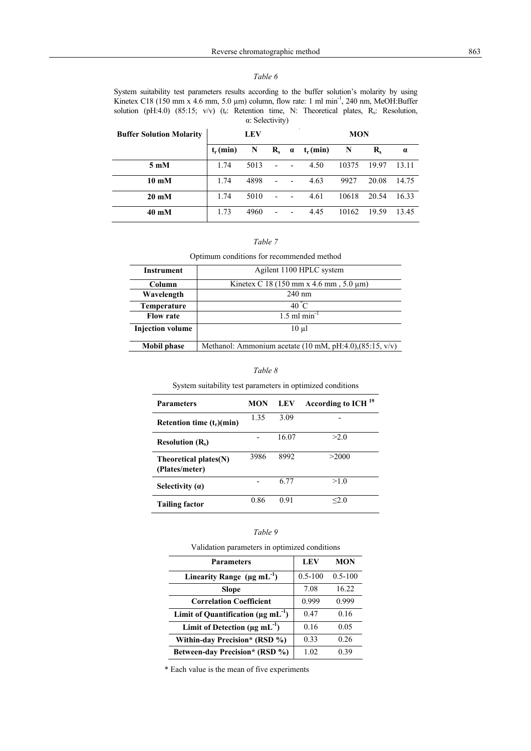*Table 6*

System suitability test parameters results according to the buffer solution's molarity by using Kinetex C18 (150 mm x 4.6 mm, 5.0 µm) column, flow rate: 1 ml min$^{-1}$, 240 nm, MeOH:Buffer solution (pH:4.0) (85:15; v/v) ($t_r$: Retention time, N: Theoretical plates, $R_s$: Resolution, α: Selectivity)

| Buffer Solution Molarity | LEV | | | | MON | | | |
|---|---|---|---|---|---|---|---|---|
| | $t_r$ (min) | N | $R_s$ | α | $t_r$ (min) | N | $R_s$ | α |
| 5 mM | 1.74 | 5013 | - | - | 4.50 | 10375 | 19.97 | 13.11 |
| 10 mM | 1.74 | 4898 | - | - | 4.63 | 9927 | 20.08 | 14.75 |
| 20 mM | 1.74 | 5010 | - | - | 4.61 | 10618 | 20.54 | 16.33 |
| 40 mM | 1.73 | 4960 | - | - | 4.45 | 10162 | 19.59 | 13.45 |

*Table 7*

Optimum conditions for recommended method

| Instrument | Agilent 1100 HPLC system |
|---|---|
| Column | Kinetex C 18 (150 mm x 4.6 mm , 5.0 µm) |
| Wavelength | 240 nm |
| Temperature | 40 °C |
| Flow rate | 1.5 ml min$^{-1}$ |
| Injection volume | 10 µl |
| Mobil phase | Methanol: Ammonium acetate (10 mM, pH:4.0),(85:15, v/v) |

*Table 8*

System suitability test parameters in optimized conditions

| Parameters | MON | LEV | According to ICH [19] |
|---|---|---|---|
| Retention time ($t_r$)(min) | 1.35 | 3.09 | - |
| Resolution ($R_s$) | - | 16.07 | >2.0 |
| Theoretical plates(N) (Plates/meter) | 3986 | 8992 | >2000 |
| Selectivity (α) | - | 6.77 | >1.0 |
| Tailing factor | 0.86 | 0.91 | ≤2.0 |

*Table 9*

Validation parameters in optimized conditions

| Parameters | LEV | MON |
|---|---|---|
| Linearity Range (µg mL$^{-1}$) | 0.5-100 | 0.5-100 |
| Slope | 7.08 | 16.22 |
| Correlation Coefficient | 0.999 | 0.999 |
| Limit of Quantification (µg mL$^{-1}$) | 0.47 | 0.16 |
| Limit of Detection (µg mL$^{-1}$) | 0.16 | 0.05 |
| Within-day Precision* (RSD %) | 0.33 | 0.26 |
| Between-day Precision* (RSD %) | 1.02 | 0.39 |

\* Each value is the mean of five experiments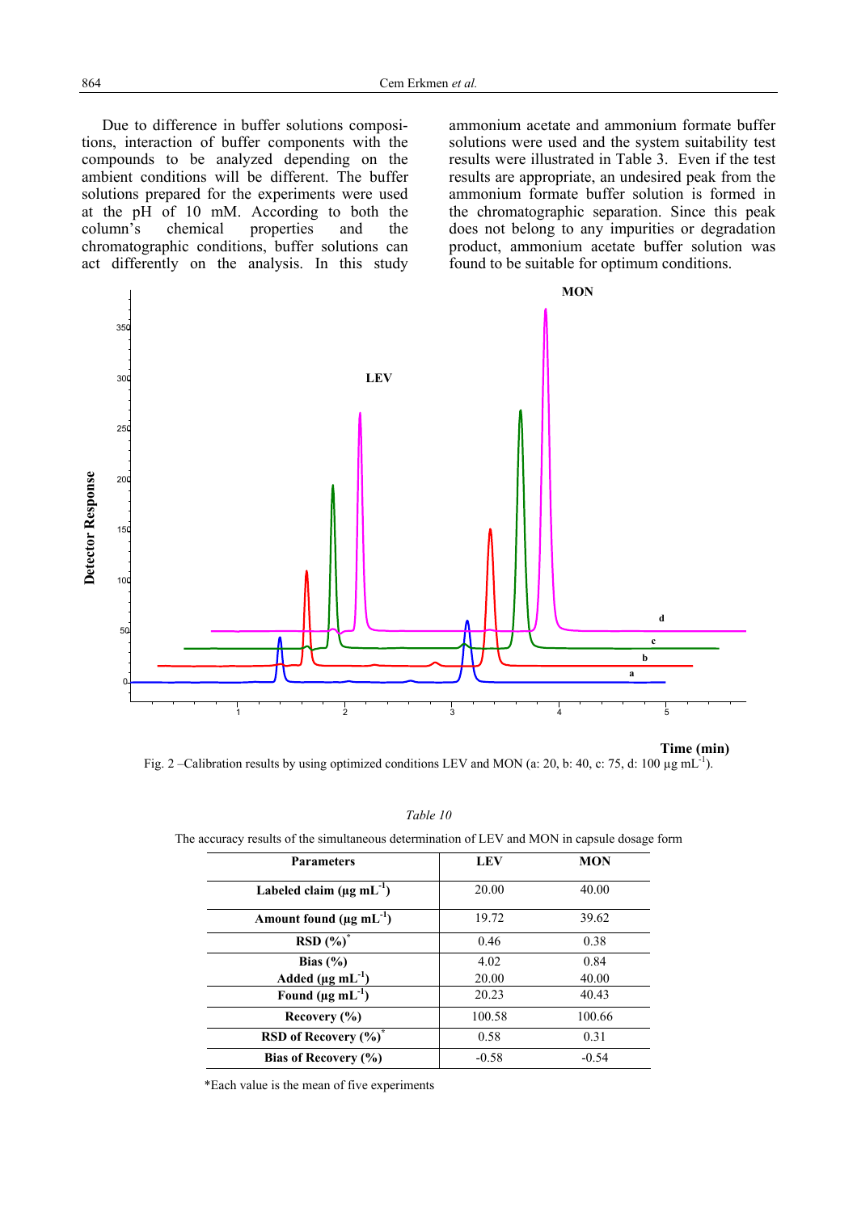Due to difference in buffer solutions compositions, interaction of buffer components with the compounds to be analyzed depending on the ambient conditions will be different. The buffer solutions prepared for the experiments were used at the pH of 10 mM. According to both the column's chemical properties and the chromatographic conditions, buffer solutions can act differently on the analysis. In this study ammonium acetate and ammonium formate buffer solutions were used and the system suitability test results were illustrated in Table 3. Even if the test results are appropriate, an undesired peak from the ammonium formate buffer solution is formed in the chromatographic separation. Since this peak does not belong to any impurities or degradation product, ammonium acetate buffer solution was found to be suitable for optimum conditions.

Fig. 2 –Calibration results by using optimized conditions LEV and MON (a: 20, b: 40, c: 75, d: 100 μg mL$^{-1}$).

*Table 10*

The accuracy results of the simultaneous determination of LEV and MON in capsule dosage form

| Parameters | LEV | MON |
|---|---|---|
| **Labeled claim (μg mL$^{-1}$)** | 20.00 | 40.00 |
| **Amount found (μg mL$^{-1}$)** | 19.72 | 39.62 |
| **RSD (%)*** | 0.46 | 0.38 |
| **Bias (%)** | 4.02 | 0.84 |
| **Added (μg mL$^{-1}$)** | 20.00 | 40.00 |
| **Found (μg mL$^{-1}$)** | 20.23 | 40.43 |
| **Recovery (%)** | 100.58 | 100.66 |
| **RSD of Recovery (%)*** | 0.58 | 0.31 |
| **Bias of Recovery (%)** | -0.58 | -0.54 |

*Each value is the mean of five experiments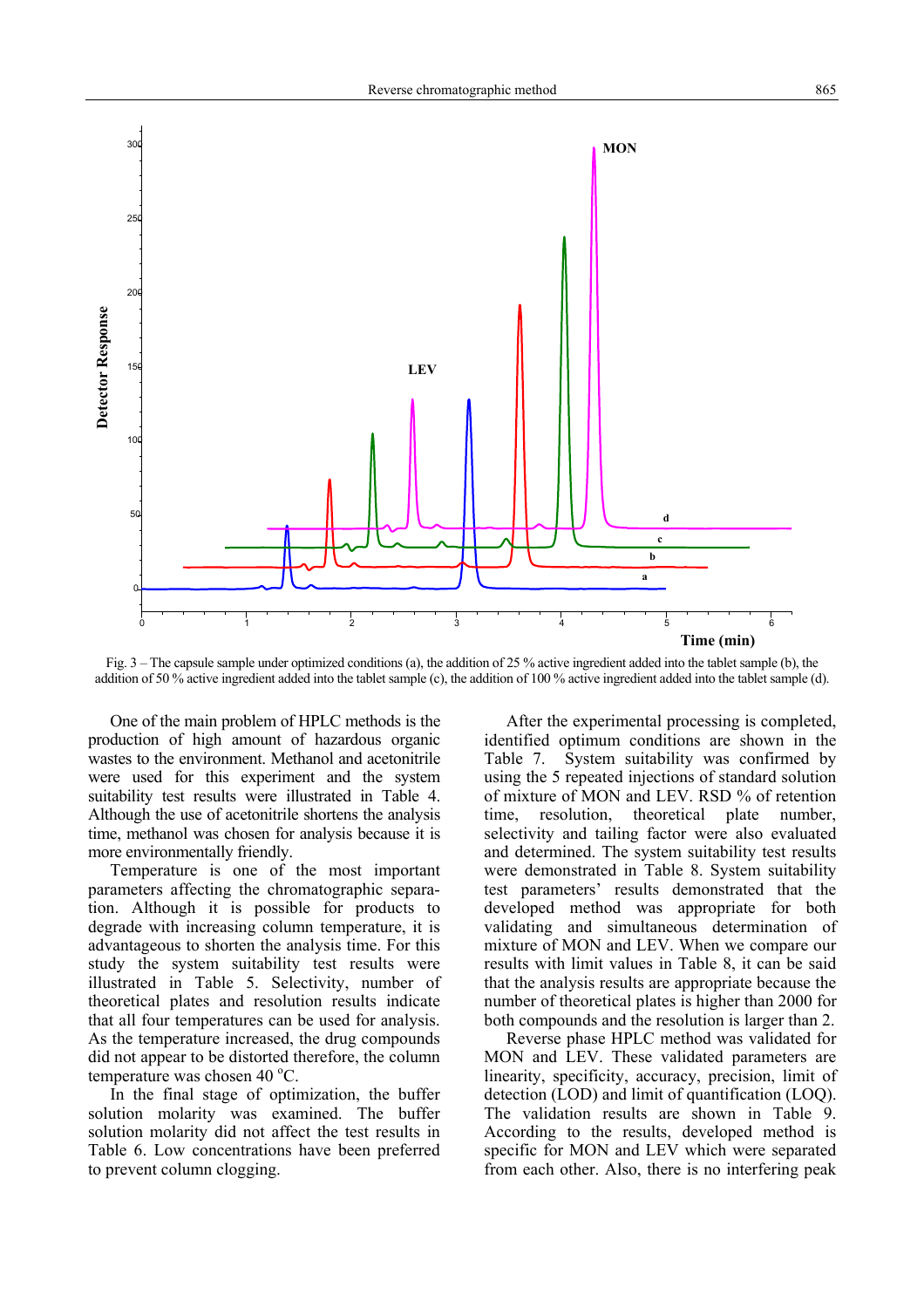Fig. 3 – The capsule sample under optimized conditions (a), the addition of 25 % active ingredient added into the tablet sample (b), the addition of 50 % active ingredient added into the tablet sample (c), the addition of 100 % active ingredient added into the tablet sample (d).

One of the main problem of HPLC methods is the production of high amount of hazardous organic wastes to the environment. Methanol and acetonitrile were used for this experiment and the system suitability test results were illustrated in Table 4. Although the use of acetonitrile shortens the analysis time, methanol was chosen for analysis because it is more environmentally friendly.

Temperature is one of the most important parameters affecting the chromatographic separation. Although it is possible for products to degrade with increasing column temperature, it is advantageous to shorten the analysis time. For this study the system suitability test results were illustrated in Table 5. Selectivity, number of theoretical plates and resolution results indicate that all four temperatures can be used for analysis. As the temperature increased, the drug compounds did not appear to be distorted therefore, the column temperature was chosen 40 °C.

In the final stage of optimization, the buffer solution molarity was examined. The buffer solution molarity did not affect the test results in Table 6. Low concentrations have been preferred to prevent column clogging.

After the experimental processing is completed, identified optimum conditions are shown in the Table 7. System suitability was confirmed by using the 5 repeated injections of standard solution of mixture of MON and LEV. RSD % of retention time, resolution, theoretical plate number, selectivity and tailing factor were also evaluated and determined. The system suitability test results were demonstrated in Table 8. System suitability test parameters' results demonstrated that the developed method was appropriate for both validating and simultaneous determination of mixture of MON and LEV. When we compare our results with limit values in Table 8, it can be said that the analysis results are appropriate because the number of theoretical plates is higher than 2000 for both compounds and the resolution is larger than 2.

Reverse phase HPLC method was validated for MON and LEV. These validated parameters are linearity, specificity, accuracy, precision, limit of detection (LOD) and limit of quantification (LOQ). The validation results are shown in Table 9. According to the results, developed method is specific for MON and LEV which were separated from each other. Also, there is no interfering peak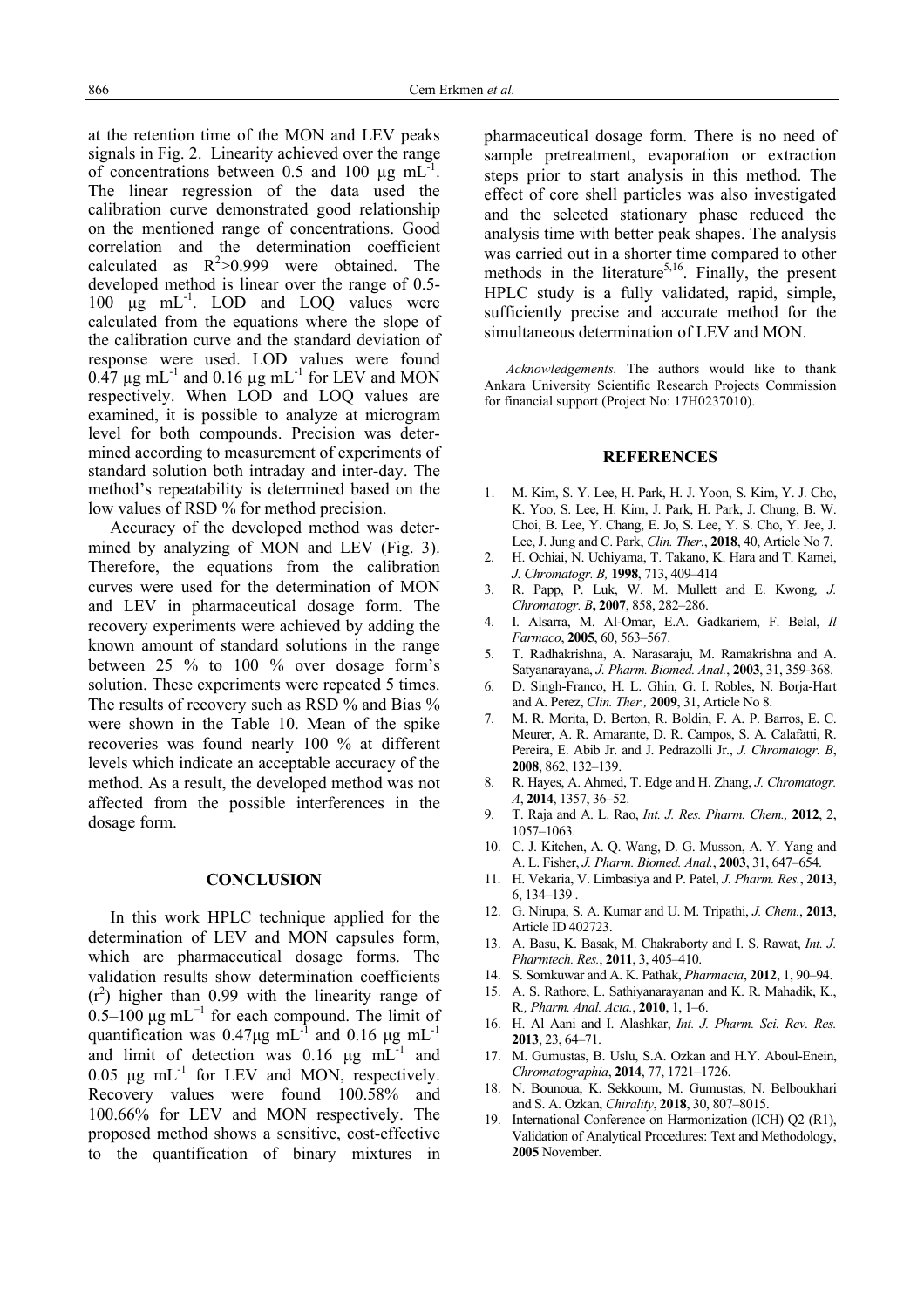at the retention time of the MON and LEV peaks signals in Fig. 2. Linearity achieved over the range of concentrations between 0.5 and 100 µg $mL^{-1}$. The linear regression of the data used the calibration curve demonstrated good relationship on the mentioned range of concentrations. Good correlation and the determination coefficient calculated as $R^2$>0.999 were obtained. The developed method is linear over the range of 0.5-100 µg $mL^{-1}$. LOD and LOQ values were calculated from the equations where the slope of the calibration curve and the standard deviation of response were used. LOD values were found 0.47 µg $mL^{-1}$ and 0.16 µg $mL^{-1}$ for LEV and MON respectively. When LOD and LOQ values are examined, it is possible to analyze at microgram level for both compounds. Precision was determined according to measurement of experiments of standard solution both intraday and inter-day. The method's repeatability is determined based on the low values of RSD % for method precision.

Accuracy of the developed method was determined by analyzing of MON and LEV (Fig. 3). Therefore, the equations from the calibration curves were used for the determination of MON and LEV in pharmaceutical dosage form. The recovery experiments were achieved by adding the known amount of standard solutions in the range between 25 % to 100 % over dosage form's solution. These experiments were repeated 5 times. The results of recovery such as RSD % and Bias % were shown in the Table 10. Mean of the spike recoveries was found nearly 100 % at different levels which indicate an acceptable accuracy of the method. As a result, the developed method was not affected from the possible interferences in the dosage form.

## CONCLUSION

In this work HPLC technique applied for the determination of LEV and MON capsules form, which are pharmaceutical dosage forms. The validation results show determination coefficients ($r^2$) higher than 0.99 with the linearity range of 0.5–100 µg $mL^{-1}$ for each compound. The limit of quantification was 0.47µg $mL^{-1}$ and 0.16 µg $mL^{-1}$ and limit of detection was 0.16 µg $mL^{-1}$ and 0.05 µg $mL^{-1}$ for LEV and MON, respectively. Recovery values were found 100.58% and 100.66% for LEV and MON respectively. The proposed method shows a sensitive, cost-effective to the quantification of binary mixtures in pharmaceutical dosage form. There is no need of sample pretreatment, evaporation or extraction steps prior to start analysis in this method. The effect of core shell particles was also investigated and the selected stationary phase reduced the analysis time with better peak shapes. The analysis was carried out in a shorter time compared to other methods in the literature[5,16]. Finally, the present HPLC study is a fully validated, rapid, simple, sufficiently precise and accurate method for the simultaneous determination of LEV and MON.

*Acknowledgements.* The authors would like to thank Ankara University Scientific Research Projects Commission for financial support (Project No: 17H0237010).

## REFERENCES

1. M. Kim, S. Y. Lee, H. Park, H. J. Yoon, S. Kim, Y. J. Cho, K. Yoo, S. Lee, H. Kim, J. Park, H. Park, J. Chung, B. W. Choi, B. Lee, Y. Chang, E. Jo, S. Lee, Y. S. Cho, Y. Jee, J. Lee, J. Jung and C. Park, *Clin. Ther.*, **2018**, 40, Article No 7.
2. H. Ochiai, N. Uchiyama, T. Takano, K. Hara and T. Kamei, *J. Chromatogr. B,* **1998**, 713, 409–414
3. R. Papp, P. Luk, W. M. Mullett and E. Kwong*, J. Chromatogr. B***, 2007**, 858, 282–286.
4. I. Alsarra, M. Al-Omar, E.A. Gadkariem, F. Belal, *Il Farmaco*, **2005**, 60, 563–567.
5. T. Radhakrishna, A. Narasaraju, M. Ramakrishna and A. Satyanarayana, *J. Pharm. Biomed. Anal.*, **2003**, 31, 359-368.
6. D. Singh-Franco, H. L. Ghin, G. I. Robles, N. Borja-Hart and A. Perez, *Clin. Ther.,* **2009**, 31, Article No 8.
7. M. R. Morita, D. Berton, R. Boldin, F. A. P. Barros, E. C. Meurer, A. R. Amarante, D. R. Campos, S. A. Calafatti, R. Pereira, E. Abib Jr. and J. Pedrazolli Jr., *J. Chromatogr. B*, **2008**, 862, 132–139.
8. R. Hayes, A. Ahmed, T. Edge and H. Zhang, *J. Chromatogr. A*, **2014**, 1357, 36–52.
9. T. Raja and A. L. Rao, *Int. J. Res. Pharm. Chem.,* **2012**, 2, 1057–1063.
10. C. J. Kitchen, A. Q. Wang, D. G. Musson, A. Y. Yang and A. L. Fisher, *J. Pharm. Biomed. Anal.*, **2003**, 31, 647–654.
11. H. Vekaria, V. Limbasiya and P. Patel, *J. Pharm. Res.*, **2013**, 6, 134–139 .
12. G. Nirupa, S. A. Kumar and U. M. Tripathi, *J. Chem.*, **2013**, Article ID 402723.
13. A. Basu, K. Basak, M. Chakraborty and I. S. Rawat, *Int. J. Pharmtech. Res.*, **2011**, 3, 405–410.
14. S. Somkuwar and A. K. Pathak, *Pharmacia*, **2012**, 1, 90–94.
15. A. S. Rathore, L. Sathiyanarayanan and K. R. Mahadik, K., R.*, Pharm. Anal. Acta.*, **2010**, 1, 1–6.
16. H. Al Aani and I. Alashkar, *Int. J. Pharm. Sci. Rev. Res.* **2013**, 23, 64–71.
17. M. Gumustas, B. Uslu, S.A. Ozkan and H.Y. Aboul-Enein, *Chromatographia*, **2014**, 77, 1721–1726.
18. N. Bounoua, K. Sekkoum, M. Gumustas, N. Belboukhari and S. A. Ozkan, *Chirality*, **2018**, 30, 807–8015.
19. International Conference on Harmonization (ICH) Q2 (R1), Validation of Analytical Procedures: Text and Methodology, **2005** November.